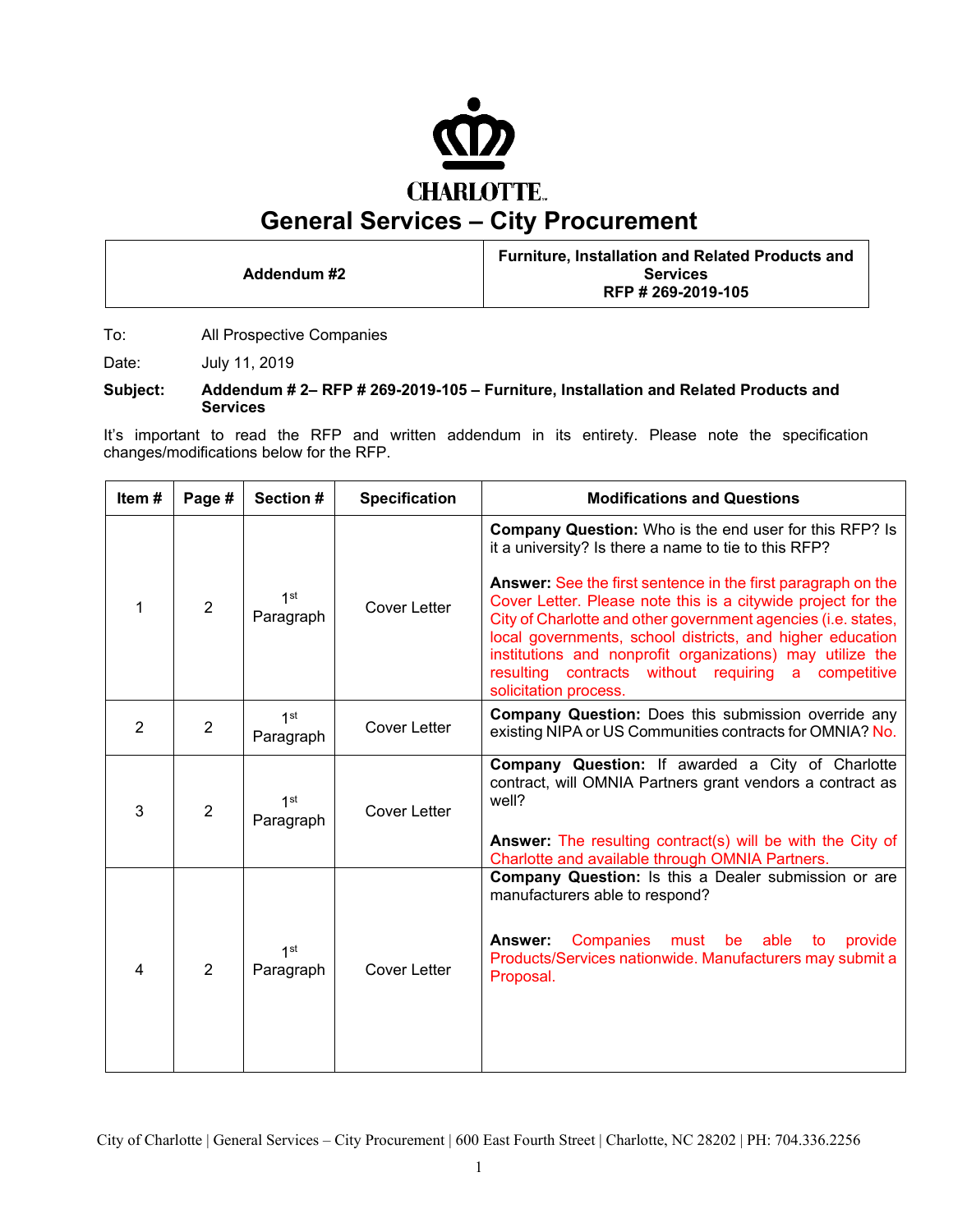CHARLOTTE

# General Services – City Procurement

| Addendum #2 | Furniture, Installation and Related Products and Services RFP # 269-2019-105 |
|---|---|

To: All Prospective Companies

Date: July 11, 2019

**Subject:** **Addendum # 2– RFP # 269-2019-105 – Furniture, Installation and Related Products and Services**

It's important to read the RFP and written addendum in its entirety. Please note the specification changes/modifications below for the RFP.

| Item # | Page # | Section # | Specification | Modifications and Questions |
|---|---|---|---|---|
| 1 | 2 | 1st Paragraph | Cover Letter | **Company Question:** Who is the end user for this RFP? Is it a university? Is there a name to tie to this RFP?<br><br>**Answer:** See the first sentence in the first paragraph on the Cover Letter. Please note this is a citywide project for the City of Charlotte and other government agencies (i.e. states, local governments, school districts, and higher education institutions and nonprofit organizations) may utilize the resulting contracts without requiring a competitive solicitation process. |
| 2 | 2 | 1st Paragraph | Cover Letter | **Company Question:** Does this submission override any existing NIPA or US Communities contracts for OMNIA? No. |
| 3 | 2 | 1st Paragraph | Cover Letter | **Company Question:** If awarded a City of Charlotte contract, will OMNIA Partners grant vendors a contract as well?<br><br>**Answer:** The resulting contract(s) will be with the City of Charlotte and available through OMNIA Partners. |
| 4 | 2 | 1st Paragraph | Cover Letter | **Company Question:** Is this a Dealer submission or are manufacturers able to respond?<br><br>**Answer:** Companies must be able to provide Products/Services nationwide. Manufacturers may submit a Proposal. |

City of Charlotte | General Services – City Procurement | 600 East Fourth Street | Charlotte, NC 28202 | PH: 704.336.2256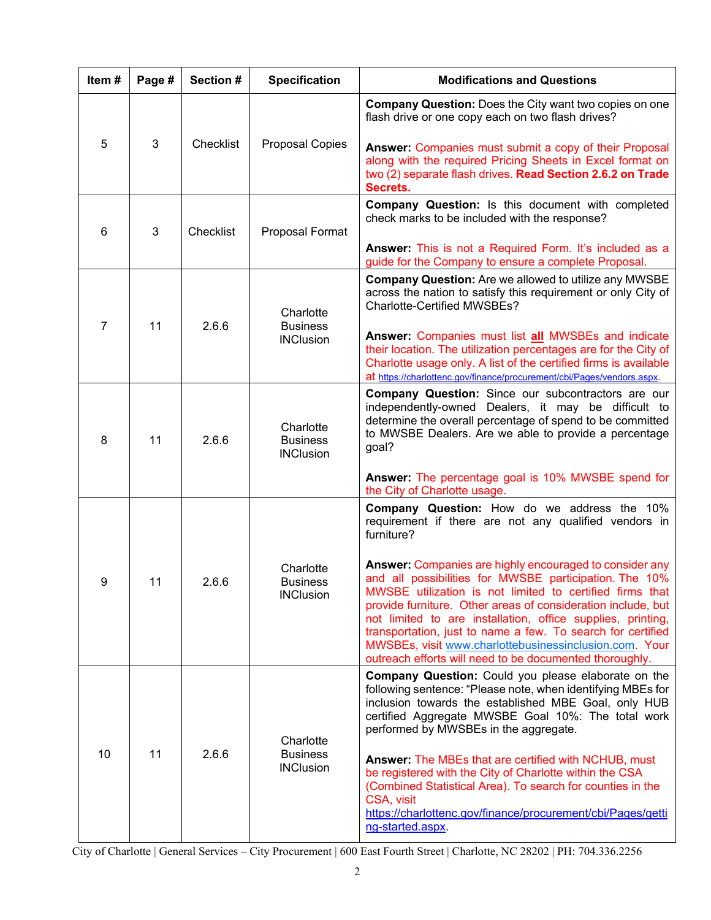| Item # | Page # | Section # | Specification | Modifications and Questions |
|---|---|---|---|---|
| 5 | 3 | Checklist | Proposal Copies | **Company Question:** Does the City want two copies on one flash drive or one copy each on two flash drives?<br><br>**Answer:** Companies must submit a copy of their Proposal along with the required Pricing Sheets in Excel format on two (2) separate flash drives. **Read Section 2.6.2 on Trade Secrets.** |
| 6 | 3 | Checklist | Proposal Format | **Company Question:** Is this document with completed check marks to be included with the response?<br><br>**Answer:** This is not a Required Form. It's included as a guide for the Company to ensure a complete Proposal. |
| 7 | 11 | 2.6.6 | Charlotte Business INClusion | **Company Question:** Are we allowed to utilize any MWSBE across the nation to satisfy this requirement or only City of Charlotte-Certified MWSBEs?<br><br>**Answer:** Companies must list **all** MWSBEs and indicate their location. The utilization percentages are for the City of Charlotte usage only. A list of the certified firms is available at https://charlottenc.gov/finance/procurement/cbi/Pages/vendors.aspx. |
| 8 | 11 | 2.6.6 | Charlotte Business INClusion | **Company Question:** Since our subcontractors are our independently-owned Dealers, it may be difficult to determine the overall percentage of spend to be committed to MWSBE Dealers. Are we able to provide a percentage goal?<br><br>**Answer:** The percentage goal is 10% MWSBE spend for the City of Charlotte usage. |
| 9 | 11 | 2.6.6 | Charlotte Business INClusion | **Company Question:** How do we address the 10% requirement if there are not any qualified vendors in furniture?<br><br>**Answer:** Companies are highly encouraged to consider any and all possibilities for MWSBE participation. The 10% MWSBE utilization is not limited to certified firms that provide furniture. Other areas of consideration include, but not limited to are installation, office supplies, printing, transportation, just to name a few. To search for certified MWSBEs, visit www.charlottebusinessinclusion.com. Your outreach efforts will need to be documented thoroughly. |
| 10 | 11 | 2.6.6 | Charlotte Business INClusion | **Company Question:** Could you please elaborate on the following sentence: "Please note, when identifying MBEs for inclusion towards the established MBE Goal, only HUB certified Aggregate MWSBE Goal 10%: The total work performed by MWSBEs in the aggregate.<br><br>**Answer:** The MBEs that are certified with NCHUB, must be registered with the City of Charlotte within the CSA (Combined Statistical Area). To search for counties in the CSA, visit https://charlottenc.gov/finance/procurement/cbi/Pages/getting-started.aspx. |

City of Charlotte | General Services – City Procurement | 600 East Fourth Street | Charlotte, NC 28202 | PH: 704.336.2256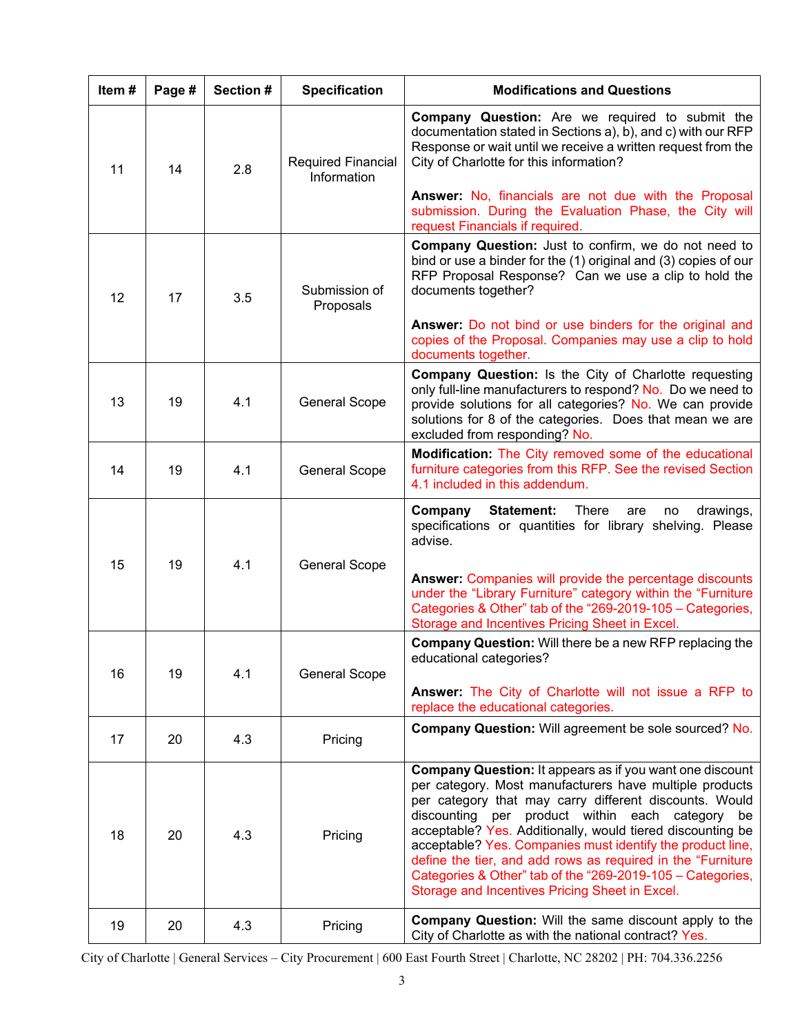| Item # | Page # | Section # | Specification | Modifications and Questions |
|---|---|---|---|---|
| 11 | 14 | 2.8 | Required Financial Information | **Company Question:** Are we required to submit the documentation stated in Sections a), b), and c) with our RFP Response or wait until we receive a written request from the City of Charlotte for this information?<br><br>**Answer:** No, financials are not due with the Proposal submission. During the Evaluation Phase, the City will request Financials if required. |
| 12 | 17 | 3.5 | Submission of Proposals | **Company Question:** Just to confirm, we do not need to bind or use a binder for the (1) original and (3) copies of our RFP Proposal Response? Can we use a clip to hold the documents together?<br><br>**Answer:** Do not bind or use binders for the original and copies of the Proposal. Companies may use a clip to hold documents together. |
| 13 | 19 | 4.1 | General Scope | **Company Question:** Is the City of Charlotte requesting only full-line manufacturers to respond? No. Do we need to provide solutions for all categories? No. We can provide solutions for 8 of the categories. Does that mean we are excluded from responding? No. |
| 14 | 19 | 4.1 | General Scope | **Modification:** The City removed some of the educational furniture categories from this RFP. See the revised Section 4.1 included in this addendum. |
| 15 | 19 | 4.1 | General Scope | **Company Statement:** There are no drawings, specifications or quantities for library shelving. Please advise.<br><br>**Answer:** Companies will provide the percentage discounts under the "Library Furniture" category within the "Furniture Categories & Other" tab of the "269-2019-105 – Categories, Storage and Incentives Pricing Sheet in Excel. |
| 16 | 19 | 4.1 | General Scope | **Company Question:** Will there be a new RFP replacing the educational categories?<br><br>**Answer:** The City of Charlotte will not issue a RFP to replace the educational categories. |
| 17 | 20 | 4.3 | Pricing | **Company Question:** Will agreement be sole sourced? No. |
| 18 | 20 | 4.3 | Pricing | **Company Question:** It appears as if you want one discount per category. Most manufacturers have multiple products per category that may carry different discounts. Would discounting per product within each category be acceptable? Yes. Additionally, would tiered discounting be acceptable? Yes. Companies must identify the product line, define the tier, and add rows as required in the "Furniture Categories & Other" tab of the "269-2019-105 – Categories, Storage and Incentives Pricing Sheet in Excel. |
| 19 | 20 | 4.3 | Pricing | **Company Question:** Will the same discount apply to the City of Charlotte as with the national contract? Yes. |

City of Charlotte | General Services – City Procurement | 600 East Fourth Street | Charlotte, NC 28202 | PH: 704.336.2256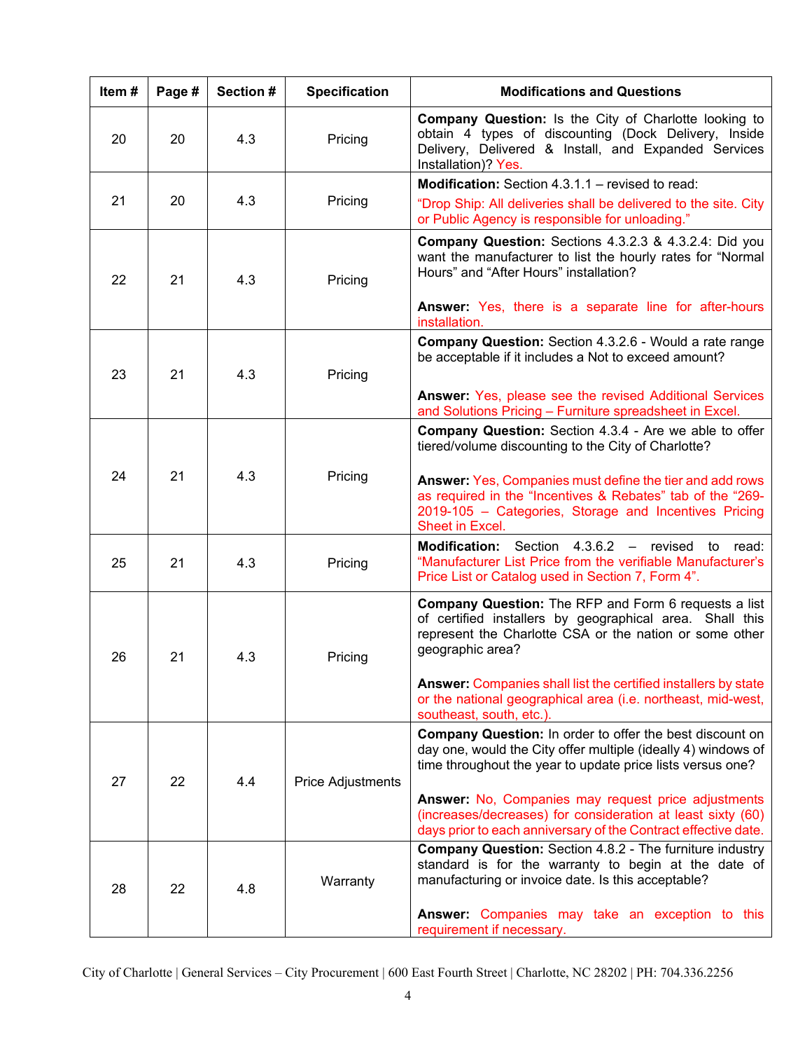| Item # | Page # | Section # | Specification | Modifications and Questions |
|---|---|---|---|---|
| 20 | 20 | 4.3 | Pricing | **Company Question:** Is the City of Charlotte looking to obtain 4 types of discounting (Dock Delivery, Inside Delivery, Delivered & Install, and Expanded Services Installation)? Yes. |
| 21 | 20 | 4.3 | Pricing | **Modification:** Section 4.3.1.1 – revised to read:<br>"Drop Ship: All deliveries shall be delivered to the site. City or Public Agency is responsible for unloading." |
| 22 | 21 | 4.3 | Pricing | **Company Question:** Sections 4.3.2.3 & 4.3.2.4: Did you want the manufacturer to list the hourly rates for "Normal Hours" and "After Hours" installation?<br><br>**Answer:** Yes, there is a separate line for after-hours installation. |
| 23 | 21 | 4.3 | Pricing | **Company Question:** Section 4.3.2.6 - Would a rate range be acceptable if it includes a Not to exceed amount?<br><br>**Answer:** Yes, please see the revised Additional Services and Solutions Pricing – Furniture spreadsheet in Excel. |
| 24 | 21 | 4.3 | Pricing | **Company Question:** Section 4.3.4 - Are we able to offer tiered/volume discounting to the City of Charlotte?<br><br>**Answer:** Yes, Companies must define the tier and add rows as required in the "Incentives & Rebates" tab of the "269-2019-105 – Categories, Storage and Incentives Pricing Sheet in Excel. |
| 25 | 21 | 4.3 | Pricing | **Modification:** Section 4.3.6.2 – revised to read: "Manufacturer List Price from the verifiable Manufacturer's Price List or Catalog used in Section 7, Form 4". |
| 26 | 21 | 4.3 | Pricing | **Company Question:** The RFP and Form 6 requests a list of certified installers by geographical area. Shall this represent the Charlotte CSA or the nation or some other geographic area?<br><br>**Answer:** Companies shall list the certified installers by state or the national geographical area (i.e. northeast, mid-west, southeast, south, etc.). |
| 27 | 22 | 4.4 | Price Adjustments | **Company Question:** In order to offer the best discount on day one, would the City offer multiple (ideally 4) windows of time throughout the year to update price lists versus one?<br><br>**Answer:** No, Companies may request price adjustments (increases/decreases) for consideration at least sixty (60) days prior to each anniversary of the Contract effective date. |
| 28 | 22 | 4.8 | Warranty | **Company Question:** Section 4.8.2 - The furniture industry standard is for the warranty to begin at the date of manufacturing or invoice date. Is this acceptable?<br><br>**Answer:** Companies may take an exception to this requirement if necessary. |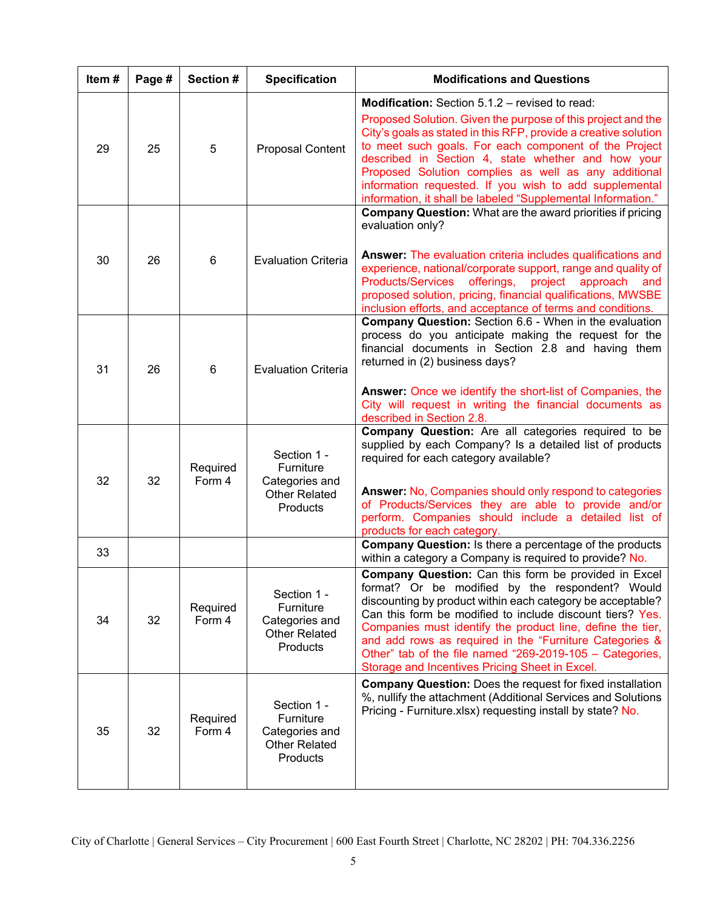| Item # | Page # | Section # | Specification | Modifications and Questions |
|---|---|---|---|---|
| 29 | 25 | 5 | Proposal Content | **Modification:** Section 5.1.2 – revised to read: Proposed Solution. Given the purpose of this project and the City's goals as stated in this RFP, provide a creative solution to meet such goals. For each component of the Project described in Section 4, state whether and how your Proposed Solution complies as well as any additional information requested. If you wish to add supplemental information, it shall be labeled "Supplemental Information." |
| 30 | 26 | 6 | Evaluation Criteria | **Company Question:** What are the award priorities if pricing evaluation only? **Answer:** The evaluation criteria includes qualifications and experience, national/corporate support, range and quality of Products/Services offerings, project approach and proposed solution, pricing, financial qualifications, MWSBE inclusion efforts, and acceptance of terms and conditions. |
| 31 | 26 | 6 | Evaluation Criteria | **Company Question:** Section 6.6 - When in the evaluation process do you anticipate making the request for the financial documents in Section 2.8 and having them returned in (2) business days? **Answer:** Once we identify the short-list of Companies, the City will request in writing the financial documents as described in Section 2.8. |
| 32 | 32 | Required Form 4 | Section 1 - Furniture Categories and Other Related Products | **Company Question:** Are all categories required to be supplied by each Company? Is a detailed list of products required for each category available? **Answer:** No, Companies should only respond to categories of Products/Services they are able to provide and/or perform. Companies should include a detailed list of products for each category. |
| 33 | | | | **Company Question:** Is there a percentage of the products within a category a Company is required to provide? No. |
| 34 | 32 | Required Form 4 | Section 1 - Furniture Categories and Other Related Products | **Company Question:** Can this form be provided in Excel format? Or be modified by the respondent? Would discounting by product within each category be acceptable? Can this form be modified to include discount tiers? Yes. Companies must identify the product line, define the tier, and add rows as required in the "Furniture Categories & Other" tab of the file named "269-2019-105 – Categories, Storage and Incentives Pricing Sheet in Excel. |
| 35 | 32 | Required Form 4 | Section 1 - Furniture Categories and Other Related Products | **Company Question:** Does the request for fixed installation %, nullify the attachment (Additional Services and Solutions Pricing - Furniture.xlsx) requesting install by state? No. |

City of Charlotte | General Services – City Procurement | 600 East Fourth Street | Charlotte, NC 28202 | PH: 704.336.2256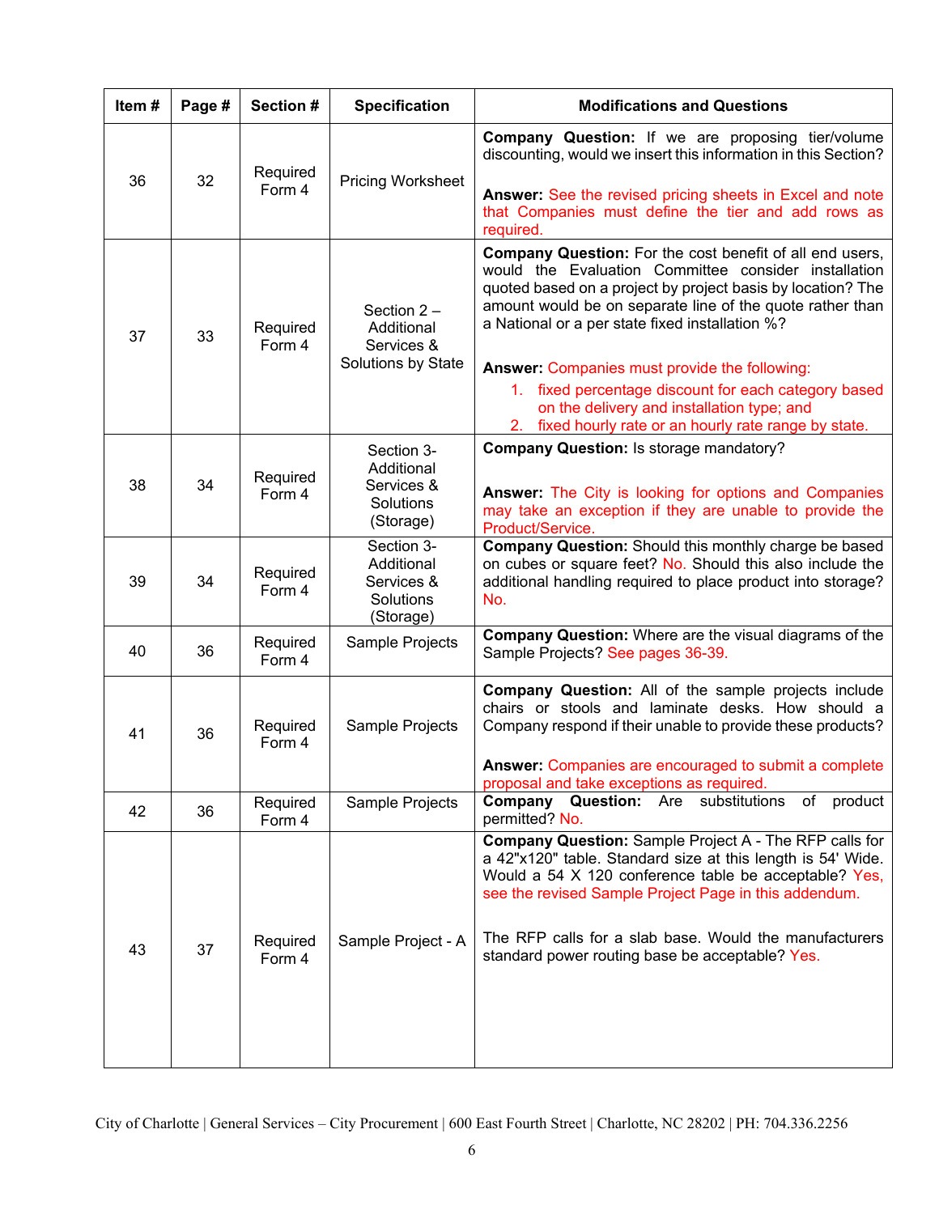| Item # | Page # | Section # | Specification | Modifications and Questions |
|---|---|---|---|---|
| 36 | 32 | Required Form 4 | Pricing Worksheet | **Company Question:** If we are proposing tier/volume discounting, would we insert this information in this Section?<br><br>**Answer:** See the revised pricing sheets in Excel and note that Companies must define the tier and add rows as required. |
| 37 | 33 | Required Form 4 | Section 2 – Additional Services & Solutions by State | **Company Question:** For the cost benefit of all end users, would the Evaluation Committee consider installation quoted based on a project by project basis by location? The amount would be on separate line of the quote rather than a National or a per state fixed installation %?<br><br>**Answer:** Companies must provide the following:<br>1. fixed percentage discount for each category based on the delivery and installation type; and<br>2. fixed hourly rate or an hourly rate range by state. |
| 38 | 34 | Required Form 4 | Section 3- Additional Services & Solutions (Storage) | **Company Question:** Is storage mandatory?<br><br>**Answer:** The City is looking for options and Companies may take an exception if they are unable to provide the Product/Service. |
| 39 | 34 | Required Form 4 | Section 3- Additional Services & Solutions (Storage) | **Company Question:** Should this monthly charge be based on cubes or square feet? No. Should this also include the additional handling required to place product into storage? No. |
| 40 | 36 | Required Form 4 | Sample Projects | **Company Question:** Where are the visual diagrams of the Sample Projects? See pages 36-39. |
| 41 | 36 | Required Form 4 | Sample Projects | **Company Question:** All of the sample projects include chairs or stools and laminate desks. How should a Company respond if their unable to provide these products?<br><br>**Answer:** Companies are encouraged to submit a complete proposal and take exceptions as required. |
| 42 | 36 | Required Form 4 | Sample Projects | **Company Question:** Are substitutions of product permitted? No. |
| 43 | 37 | Required Form 4 | Sample Project - A | **Company Question:** Sample Project A - The RFP calls for a 42"x120" table. Standard size at this length is 54' Wide. Would a 54 X 120 conference table be acceptable? Yes, see the revised Sample Project Page in this addendum.<br><br>The RFP calls for a slab base. Would the manufacturers standard power routing base be acceptable? Yes. |

City of Charlotte | General Services – City Procurement | 600 East Fourth Street | Charlotte, NC 28202 | PH: 704.336.2256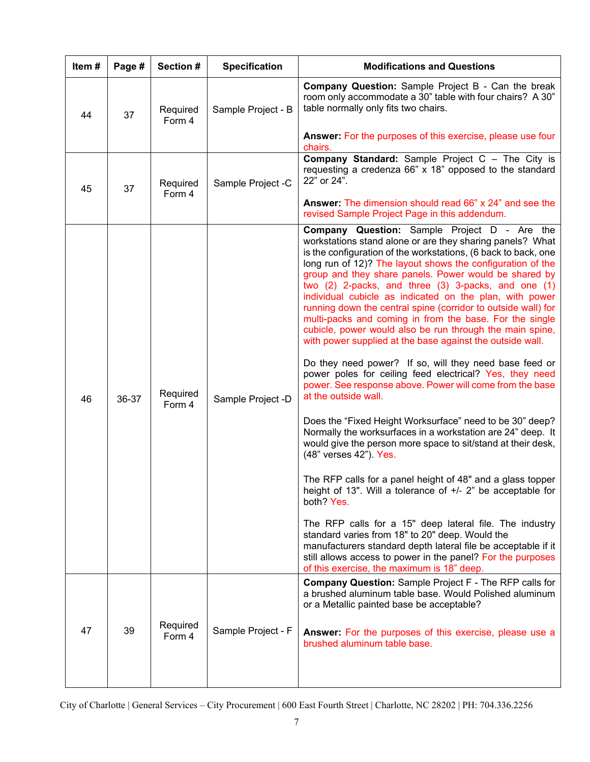| Item # | Page # | Section # | Specification | Modifications and Questions |
|---|---|---|---|---|
| 44 | 37 | Required Form 4 | Sample Project - B | **Company Question:** Sample Project B - Can the break room only accommodate a 30" table with four chairs? A 30" table normally only fits two chairs.<br><br>**Answer:** For the purposes of this exercise, please use four chairs. |
| 45 | 37 | Required Form 4 | Sample Project -C | **Company Standard:** Sample Project C – The City is requesting a credenza 66" x 18" opposed to the standard 22" or 24".<br><br>**Answer:** The dimension should read 66" x 24" and see the revised Sample Project Page in this addendum. |
| 46 | 36-37 | Required Form 4 | Sample Project -D | **Company Question:** Sample Project D - Are the workstations stand alone or are they sharing panels? What is the configuration of the workstations, (6 back to back, one long run of 12)? The layout shows the configuration of the group and they share panels. Power would be shared by two (2) 2-packs, and three (3) 3-packs, and one (1) individual cubicle as indicated on the plan, with power running down the central spine (corridor to outside wall) for multi-packs and coming in from the base. For the single cubicle, power would also be run through the main spine, with power supplied at the base against the outside wall.<br><br>Do they need power? If so, will they need base feed or power poles for ceiling feed electrical? Yes, they need power. See response above. Power will come from the base at the outside wall.<br><br>Does the "Fixed Height Worksurface" need to be 30" deep? Normally the worksurfaces in a workstation are 24" deep. It would give the person more space to sit/stand at their desk, (48" verses 42"). Yes.<br><br>The RFP calls for a panel height of 48" and a glass topper height of 13". Will a tolerance of +/- 2" be acceptable for both? Yes.<br><br>The RFP calls for a 15" deep lateral file. The industry standard varies from 18" to 20" deep. Would the manufacturers standard depth lateral file be acceptable if it still allows access to power in the panel? For the purposes of this exercise, the maximum is 18" deep. |
| 47 | 39 | Required Form 4 | Sample Project - F | **Company Question:** Sample Project F - The RFP calls for a brushed aluminum table base. Would Polished aluminum or a Metallic painted base be acceptable?<br><br>**Answer:** For the purposes of this exercise, please use a brushed aluminum table base. |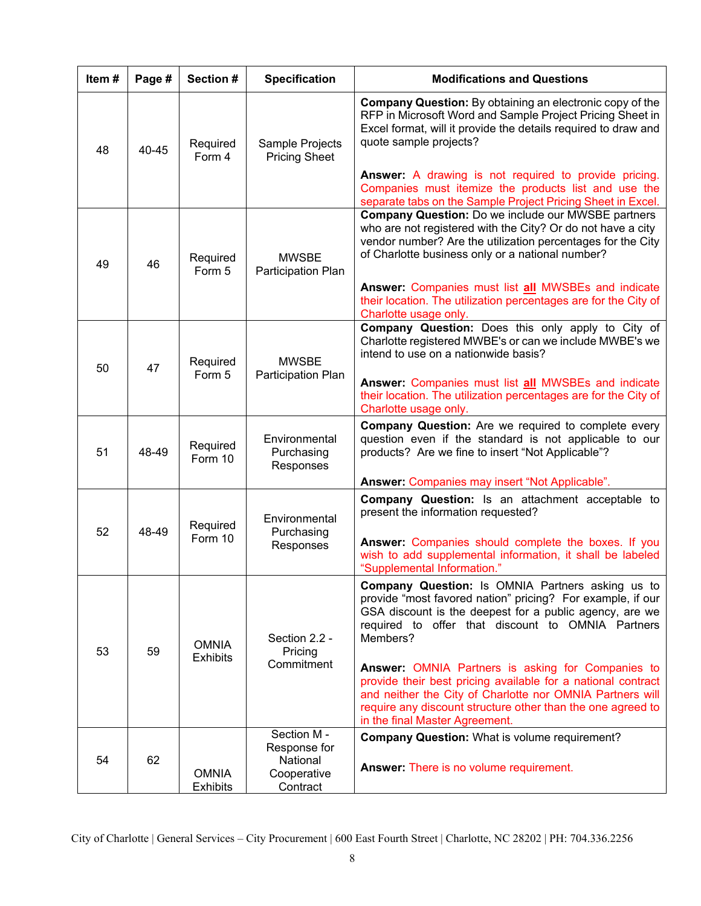| Item # | Page # | Section # | Specification | Modifications and Questions |
|---|---|---|---|---|
| 48 | 40-45 | Required Form 4 | Sample Projects Pricing Sheet | **Company Question:** By obtaining an electronic copy of the RFP in Microsoft Word and Sample Project Pricing Sheet in Excel format, will it provide the details required to draw and quote sample projects?<br><br>**Answer:** A drawing is not required to provide pricing. Companies must itemize the products list and use the separate tabs on the Sample Project Pricing Sheet in Excel. |
| 49 | 46 | Required Form 5 | MWSBE Participation Plan | **Company Question:** Do we include our MWSBE partners who are not registered with the City? Or do not have a city vendor number? Are the utilization percentages for the City of Charlotte business only or a national number?<br><br>**Answer:** Companies must list **all** MWSBEs and indicate their location. The utilization percentages are for the City of Charlotte usage only. |
| 50 | 47 | Required Form 5 | MWSBE Participation Plan | **Company Question:** Does this only apply to City of Charlotte registered MWBE's or can we include MWBE's we intend to use on a nationwide basis?<br><br>**Answer:** Companies must list **all** MWSBEs and indicate their location. The utilization percentages are for the City of Charlotte usage only. |
| 51 | 48-49 | Required Form 10 | Environmental Purchasing Responses | **Company Question:** Are we required to complete every question even if the standard is not applicable to our products? Are we fine to insert "Not Applicable"?<br><br>**Answer:** Companies may insert "Not Applicable". |
| 52 | 48-49 | Required Form 10 | Environmental Purchasing Responses | **Company Question:** Is an attachment acceptable to present the information requested?<br><br>**Answer:** Companies should complete the boxes. If you wish to add supplemental information, it shall be labeled "Supplemental Information." |
| 53 | 59 | OMNIA Exhibits | Section 2.2 - Pricing Commitment | **Company Question:** Is OMNIA Partners asking us to provide "most favored nation" pricing? For example, if our GSA discount is the deepest for a public agency, are we required to offer that discount to OMNIA Partners Members?<br><br>**Answer:** OMNIA Partners is asking for Companies to provide their best pricing available for a national contract and neither the City of Charlotte nor OMNIA Partners will require any discount structure other than the one agreed to in the final Master Agreement. |
| 54 | 62 | OMNIA Exhibits | Section M - Response for National Cooperative Contract | **Company Question:** What is volume requirement?<br><br>**Answer:** There is no volume requirement. |

City of Charlotte | General Services – City Procurement | 600 East Fourth Street | Charlotte, NC 28202 | PH: 704.336.2256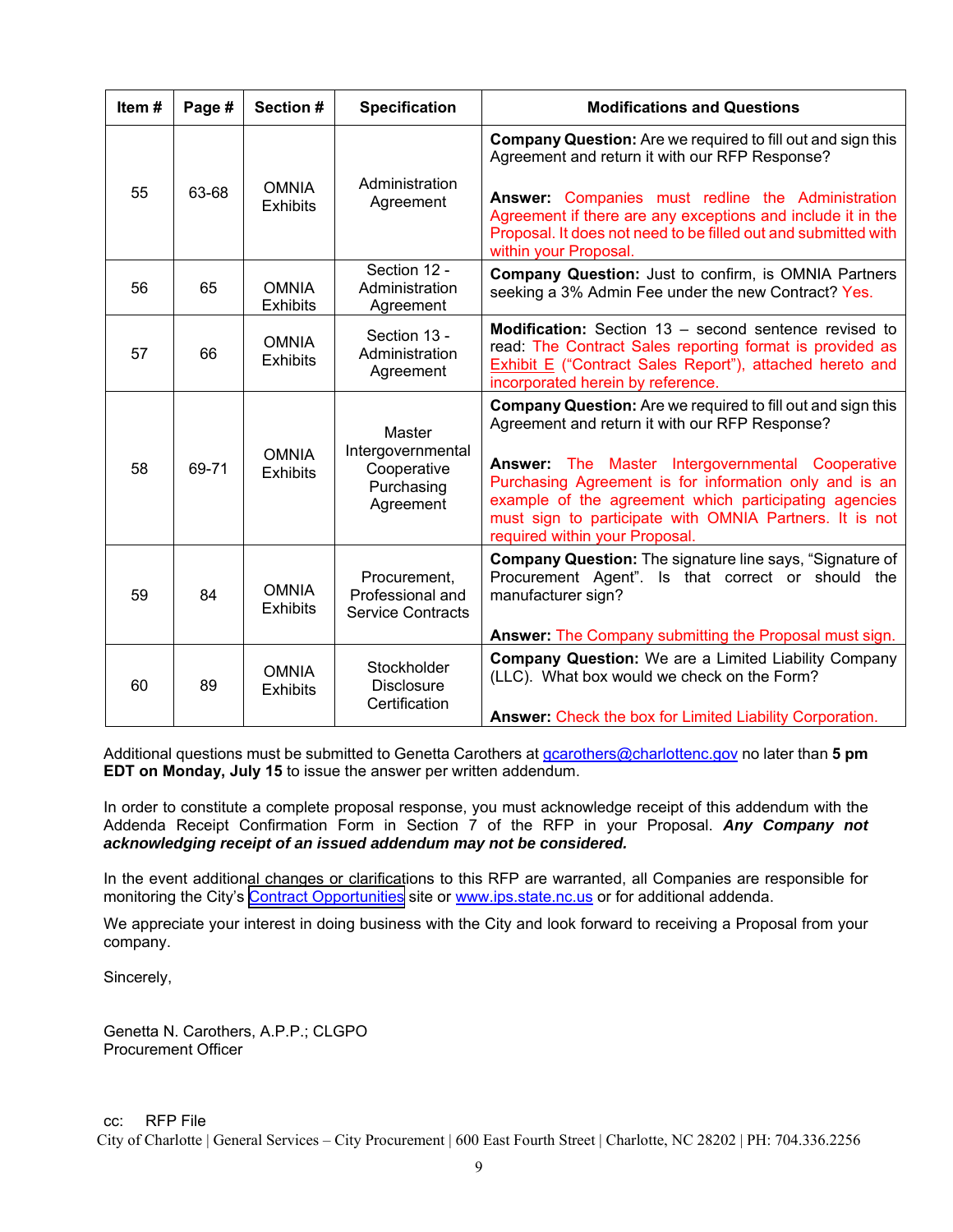| Item # | Page # | Section # | Specification | Modifications and Questions |
|---|---|---|---|---|
| 55 | 63-68 | OMNIA Exhibits | Administration Agreement | **Company Question:** Are we required to fill out and sign this Agreement and return it with our RFP Response?<br><br>**Answer:** Companies must redline the Administration Agreement if there are any exceptions and include it in the Proposal. It does not need to be filled out and submitted with within your Proposal. |
| 56 | 65 | OMNIA Exhibits | Section 12 - Administration Agreement | **Company Question:** Just to confirm, is OMNIA Partners seeking a 3% Admin Fee under the new Contract? Yes. |
| 57 | 66 | OMNIA Exhibits | Section 13 - Administration Agreement | **Modification:** Section 13 – second sentence revised to read: The Contract Sales reporting format is provided as Exhibit E ("Contract Sales Report"), attached hereto and incorporated herein by reference. |
| 58 | 69-71 | OMNIA Exhibits | Master Intergovernmental Cooperative Purchasing Agreement | **Company Question:** Are we required to fill out and sign this Agreement and return it with our RFP Response?<br><br>**Answer:** The Master Intergovernmental Cooperative Purchasing Agreement is for information only and is an example of the agreement which participating agencies must sign to participate with OMNIA Partners. It is not required within your Proposal. |
| 59 | 84 | OMNIA Exhibits | Procurement, Professional and Service Contracts | **Company Question:** The signature line says, "Signature of Procurement Agent". Is that correct or should the manufacturer sign?<br><br>**Answer:** The Company submitting the Proposal must sign. |
| 60 | 89 | OMNIA Exhibits | Stockholder Disclosure Certification | **Company Question:** We are a Limited Liability Company (LLC). What box would we check on the Form?<br><br>**Answer:** Check the box for Limited Liability Corporation. |

Additional questions must be submitted to Genetta Carothers at gcarothers@charlottenc.gov no later than **5 pm EDT on Monday, July 15** to issue the answer per written addendum.

In order to constitute a complete proposal response, you must acknowledge receipt of this addendum with the Addenda Receipt Confirmation Form in Section 7 of the RFP in your Proposal. ***Any Company not acknowledging receipt of an issued addendum may not be considered.***

In the event additional changes or clarifications to this RFP are warranted, all Companies are responsible for monitoring the City's Contract Opportunities site or www.ips.state.nc.us or for additional addenda.

We appreciate your interest in doing business with the City and look forward to receiving a Proposal from your company.

Sincerely,

Genetta N. Carothers, A.P.P.; CLGPO
Procurement Officer

cc: RFP File

City of Charlotte | General Services – City Procurement | 600 East Fourth Street | Charlotte, NC 28202 | PH: 704.336.2256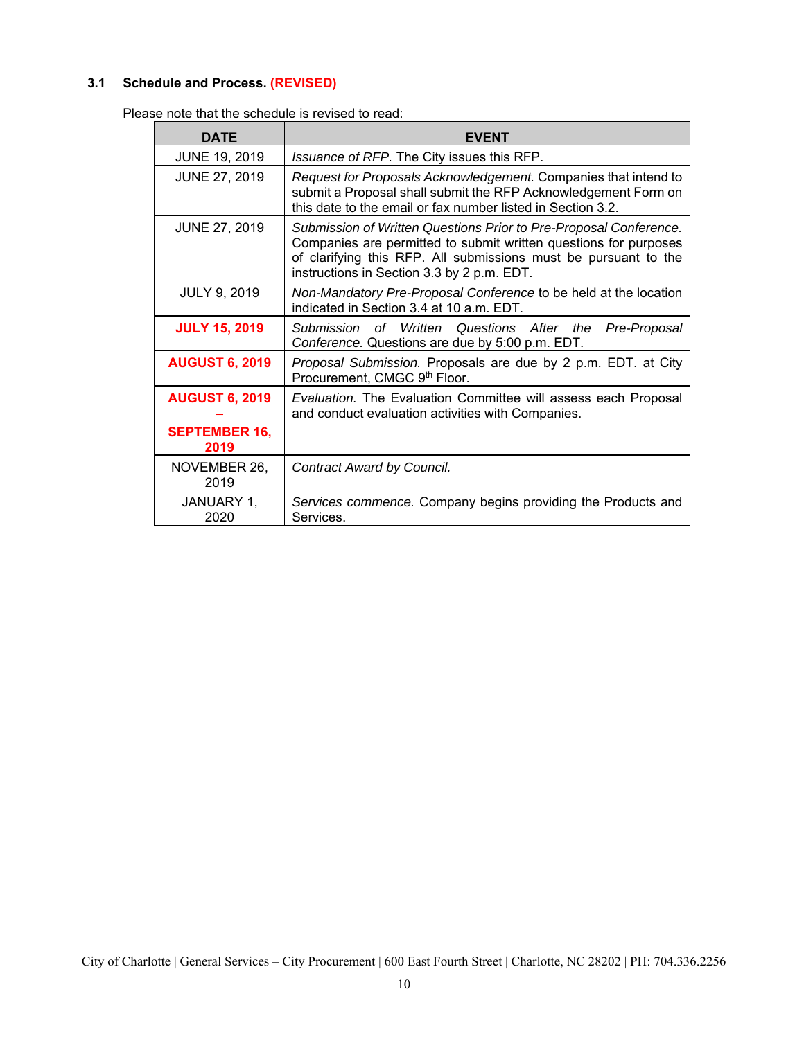### 3.1 Schedule and Process. (REVISED)

Please note that the schedule is revised to read:

| DATE | EVENT |
|---|---|
| JUNE 19, 2019 | *Issuance of RFP.* The City issues this RFP. |
| JUNE 27, 2019 | *Request for Proposals Acknowledgement.* Companies that intend to submit a Proposal shall submit the RFP Acknowledgement Form on this date to the email or fax number listed in Section 3.2. |
| JUNE 27, 2019 | *Submission of Written Questions Prior to Pre-Proposal Conference.* Companies are permitted to submit written questions for purposes of clarifying this RFP. All submissions must be pursuant to the instructions in Section 3.3 by 2 p.m. EDT. |
| JULY 9, 2019 | *Non-Mandatory Pre-Proposal Conference* to be held at the location indicated in Section 3.4 at 10 a.m. EDT. |
| **JULY 15, 2019** | *Submission of Written Questions After the Pre-Proposal Conference.* Questions are due by 5:00 p.m. EDT. |
| **AUGUST 6, 2019** | *Proposal Submission.* Proposals are due by 2 p.m. EDT. at City Procurement, CMGC 9th Floor. |
| **AUGUST 6, 2019 – SEPTEMBER 16, 2019** | *Evaluation.* The Evaluation Committee will assess each Proposal and conduct evaluation activities with Companies. |
| NOVEMBER 26, 2019 | *Contract Award by Council.* |
| JANUARY 1, 2020 | *Services commence.* Company begins providing the Products and Services. |

City of Charlotte | General Services – City Procurement | 600 East Fourth Street | Charlotte, NC 28202 | PH: 704.336.2256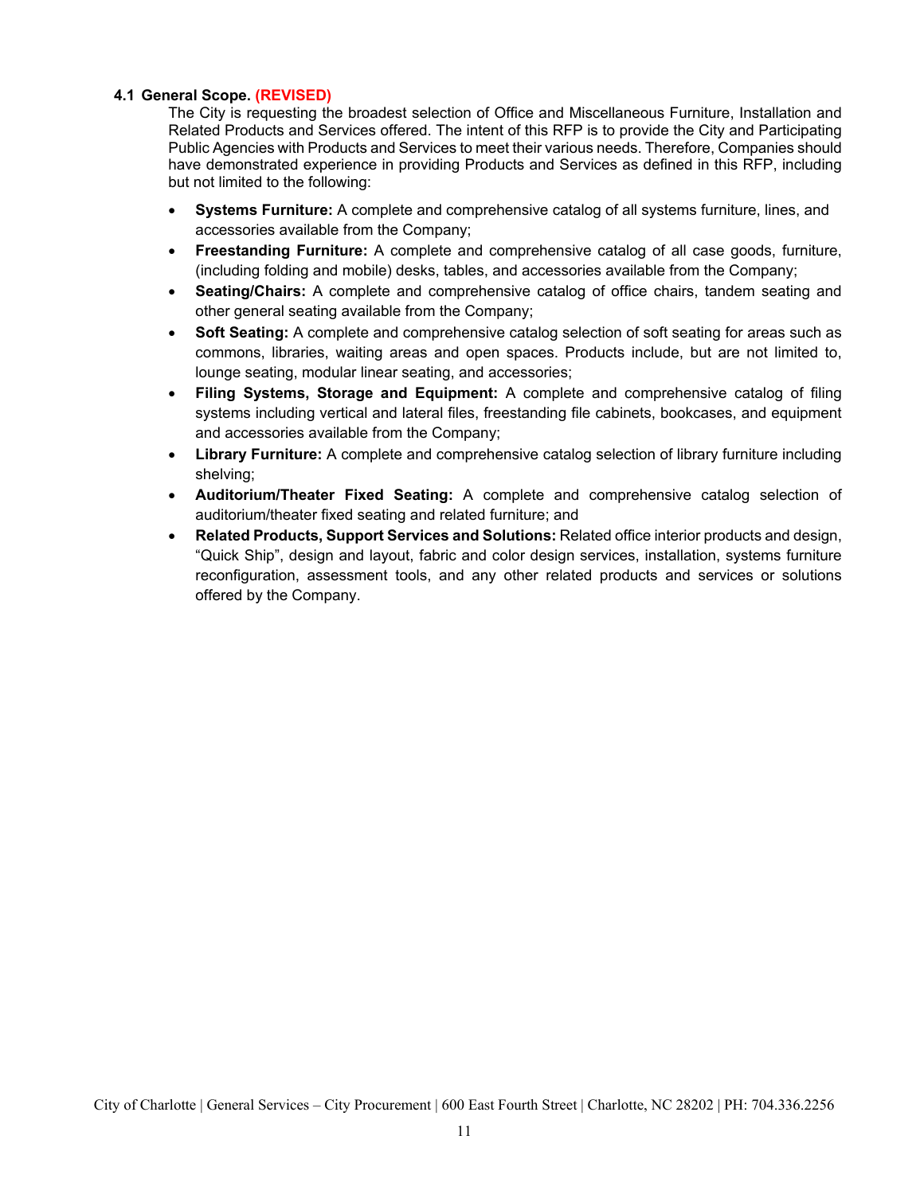### 4.1 General Scope. (REVISED)

The City is requesting the broadest selection of Office and Miscellaneous Furniture, Installation and Related Products and Services offered. The intent of this RFP is to provide the City and Participating Public Agencies with Products and Services to meet their various needs. Therefore, Companies should have demonstrated experience in providing Products and Services as defined in this RFP, including but not limited to the following:

- **Systems Furniture:** A complete and comprehensive catalog of all systems furniture, lines, and accessories available from the Company;
- **Freestanding Furniture:** A complete and comprehensive catalog of all case goods, furniture, (including folding and mobile) desks, tables, and accessories available from the Company;
- **Seating/Chairs:** A complete and comprehensive catalog of office chairs, tandem seating and other general seating available from the Company;
- **Soft Seating:** A complete and comprehensive catalog selection of soft seating for areas such as commons, libraries, waiting areas and open spaces. Products include, but are not limited to, lounge seating, modular linear seating, and accessories;
- **Filing Systems, Storage and Equipment:** A complete and comprehensive catalog of filing systems including vertical and lateral files, freestanding file cabinets, bookcases, and equipment and accessories available from the Company;
- **Library Furniture:** A complete and comprehensive catalog selection of library furniture including shelving;
- **Auditorium/Theater Fixed Seating:** A complete and comprehensive catalog selection of auditorium/theater fixed seating and related furniture; and
- **Related Products, Support Services and Solutions:** Related office interior products and design, "Quick Ship", design and layout, fabric and color design services, installation, systems furniture reconfiguration, assessment tools, and any other related products and services or solutions offered by the Company.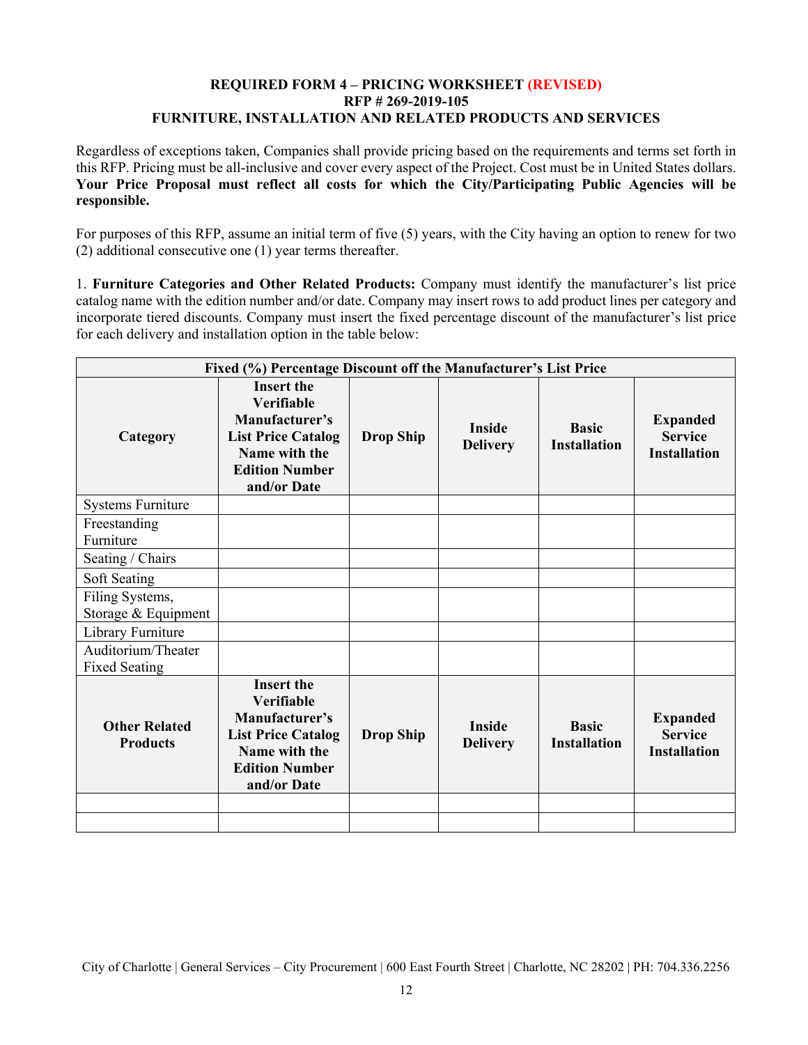**REQUIRED FORM 4 – PRICING WORKSHEET (REVISED)**
**RFP # 269-2019-105**
**FURNITURE, INSTALLATION AND RELATED PRODUCTS AND SERVICES**

Regardless of exceptions taken, Companies shall provide pricing based on the requirements and terms set forth in this RFP. Pricing must be all-inclusive and cover every aspect of the Project. Cost must be in United States dollars. **Your Price Proposal must reflect all costs for which the City/Participating Public Agencies will be responsible.**

For purposes of this RFP, assume an initial term of five (5) years, with the City having an option to renew for two (2) additional consecutive one (1) year terms thereafter.

1. **Furniture Categories and Other Related Products:** Company must identify the manufacturer's list price catalog name with the edition number and/or date. Company may insert rows to add product lines per category and incorporate tiered discounts. Company must insert the fixed percentage discount of the manufacturer's list price for each delivery and installation option in the table below:

| Fixed (%) Percentage Discount off the Manufacturer's List Price | | | | | |
|---|---|---|---|---|---|
| **Category** | **Insert the Verifiable Manufacturer's List Price Catalog Name with the Edition Number and/or Date** | **Drop Ship** | **Inside Delivery** | **Basic Installation** | **Expanded Service Installation** |
| Systems Furniture | | | | | |
| Freestanding Furniture | | | | | |
| Seating / Chairs | | | | | |
| Soft Seating | | | | | |
| Filing Systems, Storage & Equipment | | | | | |
| Library Furniture | | | | | |
| Auditorium/Theater Fixed Seating | | | | | |
| **Other Related Products** | **Insert the Verifiable Manufacturer's List Price Catalog Name with the Edition Number and/or Date** | **Drop Ship** | **Inside Delivery** | **Basic Installation** | **Expanded Service Installation** |
| | | | | | |
| | | | | | |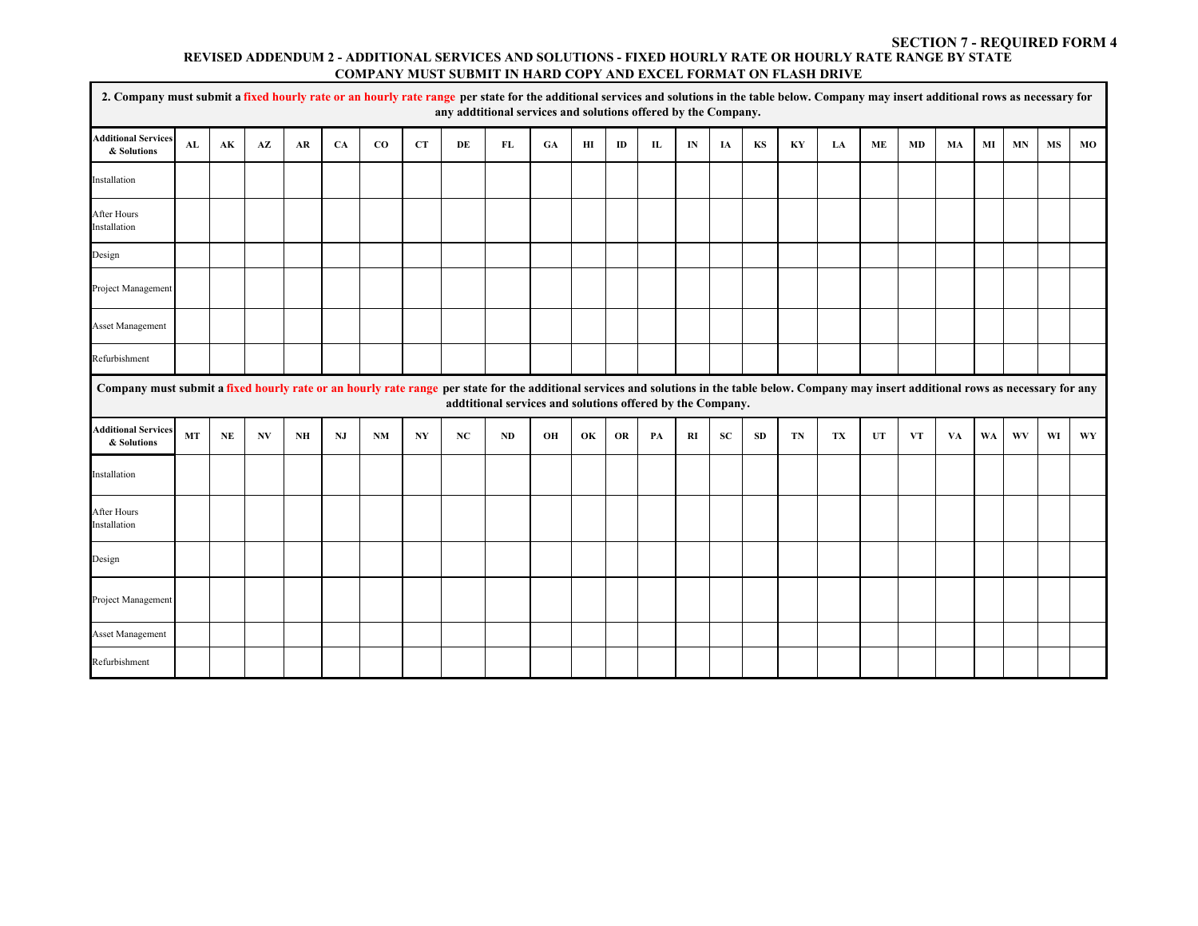**SECTION 7 - REQUIRED FORM 4**

**REVISED ADDENDUM 2 - ADDITIONAL SERVICES AND SOLUTIONS - FIXED HOURLY RATE OR HOURLY RATE RANGE BY STATE**
**COMPANY MUST SUBMIT IN HARD COPY AND EXCEL FORMAT ON FLASH DRIVE**

**2. Company must submit a fixed hourly rate or an hourly rate range per state for the additional services and solutions in the table below. Company may insert additional rows as necessary for any addtitional services and solutions offered by the Company.**

| Additional Services & Solutions | AL | AK | AZ | AR | CA | CO | CT | DE | FL | GA | HI | ID | IL | IN | IA | KS | KY | LA | ME | MD | MA | MI | MN | MS | MO |
|---|---|---|---|---|---|---|---|---|---|---|---|---|---|---|---|---|---|---|---|---|---|---|---|---|---|
| Installation | | | | | | | | | | | | | | | | | | | | | | | | | |
| After Hours Installation | | | | | | | | | | | | | | | | | | | | | | | | | |
| Design | | | | | | | | | | | | | | | | | | | | | | | | | |
| Project Management | | | | | | | | | | | | | | | | | | | | | | | | | |
| Asset Management | | | | | | | | | | | | | | | | | | | | | | | | | |
| Refurbishment | | | | | | | | | | | | | | | | | | | | | | | | | |

**Company must submit a fixed hourly rate or an hourly rate range per state for the additional services and solutions in the table below. Company may insert additional rows as necessary for any addtitional services and solutions offered by the Company.**

| Additional Services & Solutions | MT | NE | NV | NH | NJ | NM | NY | NC | ND | OH | OK | OR | PA | RI | SC | SD | TN | TX | UT | VT | VA | WA | WV | WI | WY |
|---|---|---|---|---|---|---|---|---|---|---|---|---|---|---|---|---|---|---|---|---|---|---|---|---|---|
| Installation | | | | | | | | | | | | | | | | | | | | | | | | | |
| After Hours Installation | | | | | | | | | | | | | | | | | | | | | | | | | |
| Design | | | | | | | | | | | | | | | | | | | | | | | | | |
| Project Management | | | | | | | | | | | | | | | | | | | | | | | | | |
| Asset Management | | | | | | | | | | | | | | | | | | | | | | | | | |
| Refurbishment | | | | | | | | | | | | | | | | | | | | | | | | | |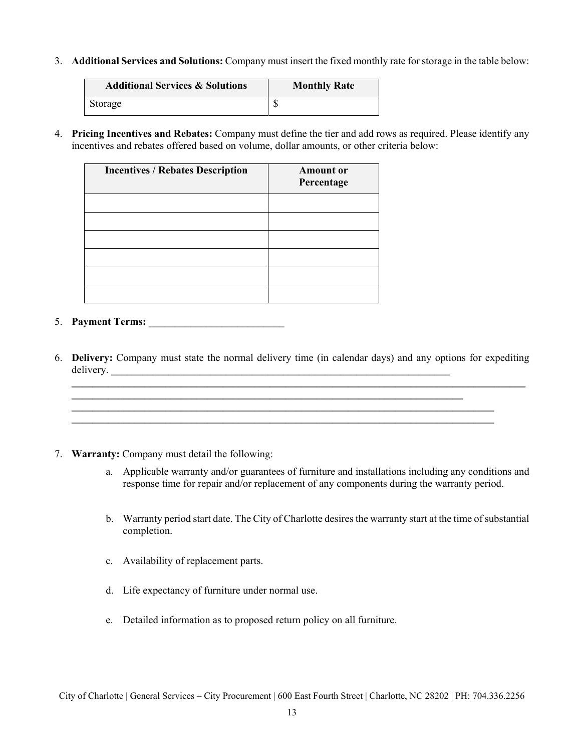3. **Additional Services and Solutions:** Company must insert the fixed monthly rate for storage in the table below:

| Additional Services & Solutions | Monthly Rate |
|---|---|
| Storage | $ |

4. **Pricing Incentives and Rebates:** Company must define the tier and add rows as required. Please identify any incentives and rebates offered based on volume, dollar amounts, or other criteria below:

| Incentives / Rebates Description | Amount or Percentage |
|---|---|
| | |
| | |
| | |
| | |
| | |
| | |

5. **Payment Terms:** ___________________________

6. **Delivery:** Company must state the normal delivery time (in calendar days) and any options for expediting delivery. ______________________________________________________________________
_____________________________________________________________________________________________
_________________________________________________________________________________
_________________________________________________________________________________________
_________________________________________________________________________________________

7. **Warranty:** Company must detail the following:

   a. Applicable warranty and/or guarantees of furniture and installations including any conditions and response time for repair and/or replacement of any components during the warranty period.

   b. Warranty period start date. The City of Charlotte desires the warranty start at the time of substantial completion.

   c. Availability of replacement parts.

   d. Life expectancy of furniture under normal use.

   e. Detailed information as to proposed return policy on all furniture.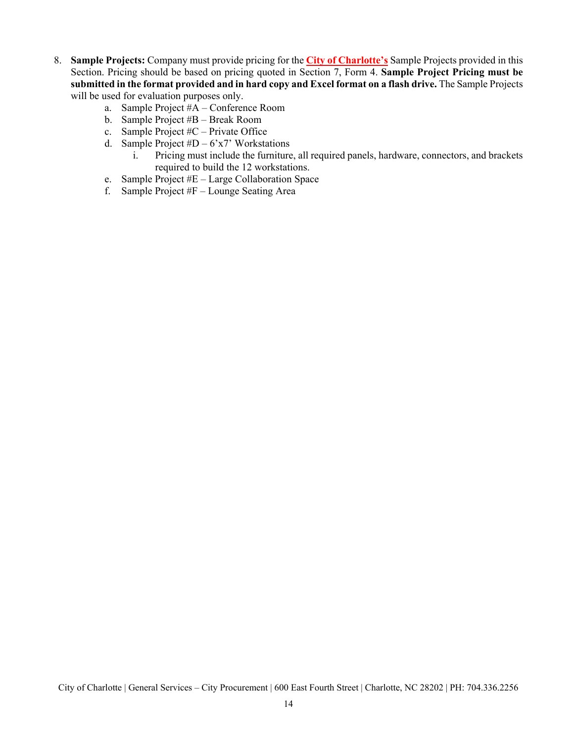8. **Sample Projects:** Company must provide pricing for the **City of Charlotte's** Sample Projects provided in this Section. Pricing should be based on pricing quoted in Section 7, Form 4. **Sample Project Pricing must be submitted in the format provided and in hard copy and Excel format on a flash drive.** The Sample Projects will be used for evaluation purposes only.
   a. Sample Project #A – Conference Room
   b. Sample Project #B – Break Room
   c. Sample Project #C – Private Office
   d. Sample Project #D – 6'x7' Workstations
      i. Pricing must include the furniture, all required panels, hardware, connectors, and brackets required to build the 12 workstations.
   e. Sample Project #E – Large Collaboration Space
   f. Sample Project #F – Lounge Seating Area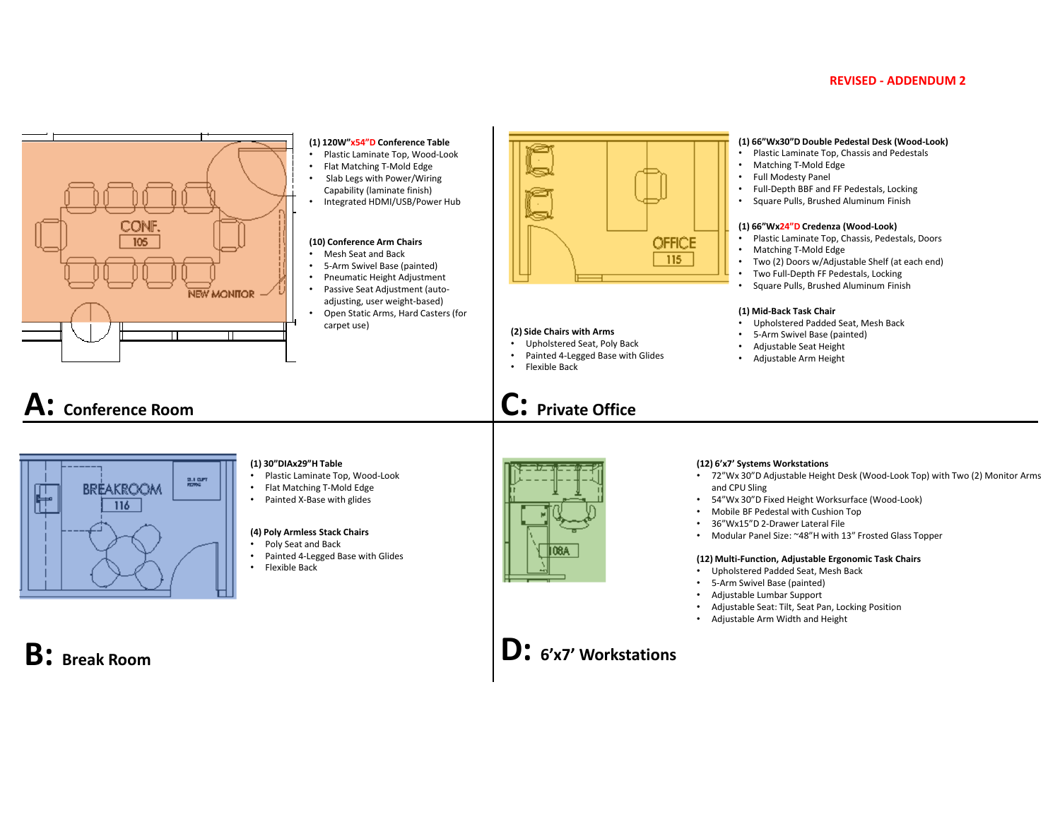REVISED - ADDENDUM 2

## A: Conference Room

**(1) 120W"x54"D Conference Table**
- Plastic Laminate Top, Wood-Look
- Flat Matching T-Mold Edge
- Slab Legs with Power/Wiring Capability (laminate finish)
- Integrated HDMI/USB/Power Hub

**(10) Conference Arm Chairs**
- Mesh Seat and Back
- 5-Arm Swivel Base (painted)
- Pneumatic Height Adjustment
- Passive Seat Adjustment (auto-adjusting, user weight-based)
- Open Static Arms, Hard Casters (for carpet use)

## C: Private Office

**(1) 66"Wx30"D Double Pedestal Desk (Wood-Look)**
- Plastic Laminate Top, Chassis and Pedestals
- Matching T-Mold Edge
- Full Modesty Panel
- Full-Depth BBF and FF Pedestals, Locking
- Square Pulls, Brushed Aluminum Finish

**(1) 66"Wx24"D Credenza (Wood-Look)**
- Plastic Laminate Top, Chassis, Pedestals, Doors
- Matching T-Mold Edge
- Two (2) Doors w/Adjustable Shelf (at each end)
- Two Full-Depth FF Pedestals, Locking
- Square Pulls, Brushed Aluminum Finish

**(1) Mid-Back Task Chair**
- Upholstered Padded Seat, Mesh Back
- 5-Arm Swivel Base (painted)
- Adjustable Seat Height
- Adjustable Arm Height

**(2) Side Chairs with Arms**
- Upholstered Seat, Poly Back
- Painted 4-Legged Base with Glides
- Flexible Back

## B: Break Room

**(1) 30"DIAx29"H Table**
- Plastic Laminate Top, Wood-Look
- Flat Matching T-Mold Edge
- Painted X-Base with glides

**(4) Poly Armless Stack Chairs**
- Poly Seat and Back
- Painted 4-Legged Base with Glides
- Flexible Back

## D: 6'x7' Workstations

**(12) 6'x7' Systems Workstations**
- 72"Wx 30"D Adjustable Height Desk (Wood-Look Top) with Two (2) Monitor Arms and CPU Sling
- 54"Wx 30"D Fixed Height Worksurface (Wood-Look)
- Mobile BF Pedestal with Cushion Top
- 36"Wx15"D 2-Drawer Lateral File
- Modular Panel Size: ~48"H with 13" Frosted Glass Topper

**(12) Multi-Function, Adjustable Ergonomic Task Chairs**
- Upholstered Padded Seat, Mesh Back
- 5-Arm Swivel Base (painted)
- Adjustable Lumbar Support
- Adjustable Seat: Tilt, Seat Pan, Locking Position
- Adjustable Arm Width and Height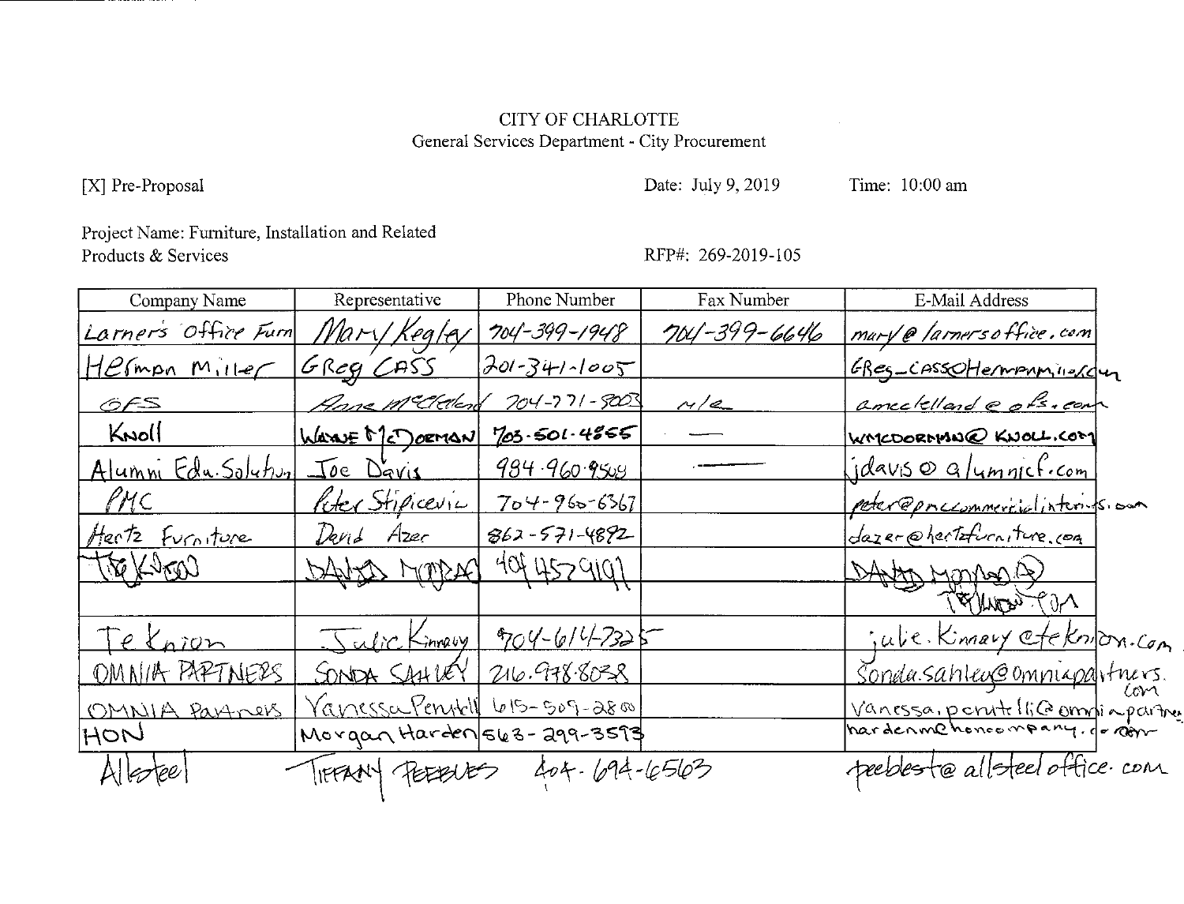CITY OF CHARLOTTE
General Services Department - City Procurement

[X] Pre-Proposal Date: July 9, 2019 Time: 10:00 am

Project Name: Furniture, Installation and Related Products & Services

RFP#: 269-2019-105

| Company Name | Representative | Phone Number | Fax Number | E-Mail Address |
|---|---|---|---|---|
| Larner's Office Furn | Mary Kegley | 704-399-1948 | 704-399-6646 | mary@larnersoffice.com |
| Herman Miller | Greg Cass | 201-341-1005 | | Greg_Cass@HermanMiller.com |
| OFS | Anne McClelland | 704-771-9003 | n/a | amcclelland@ofs.com |
| Knoll | Wayne McDorman | 703-501-4855 | — | WMCDORMAN@KNOLL.COM |
| Alumni Edu. Solution | Joe Davis | 984-960-9509 | — | jdavis@alumnicf.com |
| PMC | Peter Stipicevic | 704-960-6367 | | peter@pmccommercialinteriors.com |
| Hertz Furniture | David Azer | 862-571-4892 | | dazer@hertzfurniture.com |
| TEKNION | DAVID MORGAN | 404 457 9191 | | DAVID.MORGAN@ TEKNION.COM |
| | | | | |
| Teknion | Julie Kinney | 704-614-7325 | | julie.kinney@teknion.com |
| OMNIA PARTNERS | SONDA SAHLEY | 216.978.8038 | | sonda.sahley@omniapartners.com |
| OMNIA Partners | Vanessa Perutelli | 615-509-2800 | | vanessa.perutelli@omniapartners.com |
| HON | Morgan Harden | 563-299-3593 | | hardenm@honcompany.com |
| Allsteel | TIFFANY PEEBLES | 404-694-6563 | | peeblest@allsteeloffice.com |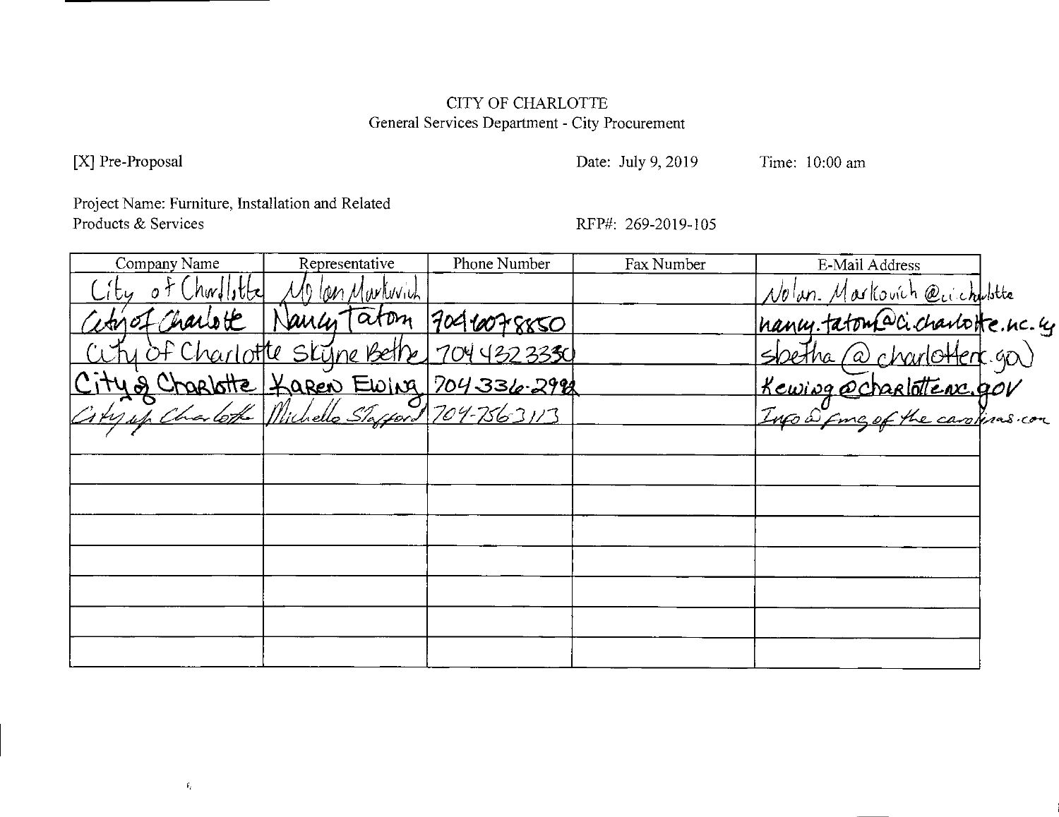CITY OF CHARLOTTE
General Services Department - City Procurement

[X] Pre-Proposal

Date: July 9, 2019

Time: 10:00 am

Project Name: Furniture, Installation and Related Products & Services

RFP#: 269-2019-105

| Company Name | Representative | Phone Number | Fax Number | E-Mail Address |
|---|---|---|---|---|
| City of Charlotte | Nolan Markovich | | | Nolan.Markovich@ci.charlotte |
| City of Charlotte | Nancy Taton | 704-607-8850 | | nancy.taton@ci.charlotte.nc.us |
| City of Charlotte | Skyne Bethe | 704 432 3330 | | sbetha@charlottenc.gov |
| City of Charlotte | Karen Ewing | 704 336-2992 | | Kewing@charlottenc.gov |
| City of Charlotte | Michelle Stafford | 704-756-3113 | | Info@fmg of the carolinas.com |
| | | | | |
| | | | | |
| | | | | |
| | | | | |
| | | | | |
| | | | | |
| | | | | |
| | | | | |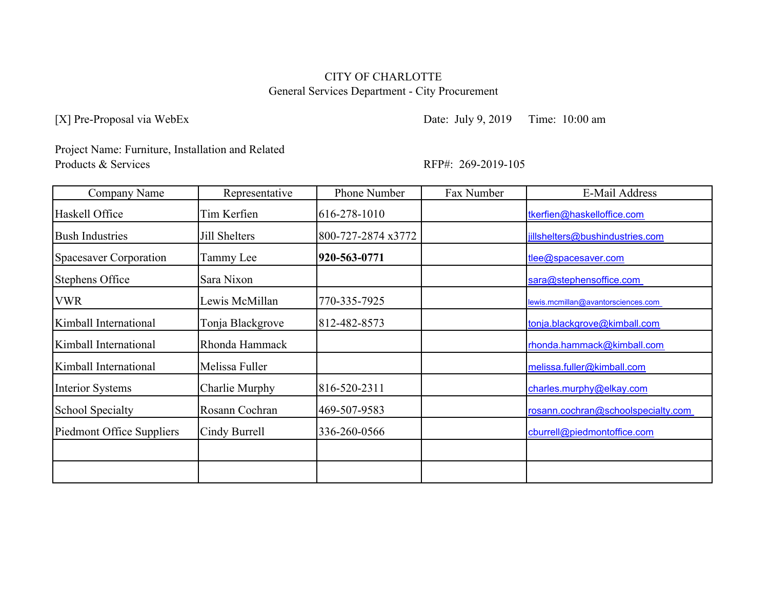CITY OF CHARLOTTE
General Services Department - City Procurement

[X] Pre-Proposal via WebEx

Date: July 9, 2019 Time: 10:00 am

Project Name: Furniture, Installation and Related Products & Services

RFP#: 269-2019-105

| Company Name | Representative | Phone Number | Fax Number | E-Mail Address |
|---|---|---|---|---|
| Haskell Office | Tim Kerfien | 616-278-1010 | | tkerfien@haskelloffice.com |
| Bush Industries | Jill Shelters | 800-727-2874 x3772 | | jillshelters@bushindustries.com |
| Spacesaver Corporation | Tammy Lee | **920-563-0771** | | tlee@spacesaver.com |
| Stephens Office | Sara Nixon | | | sara@stephensoffice.com |
| VWR | Lewis McMillan | 770-335-7925 | | lewis.mcmillan@avantorsciences.com |
| Kimball International | Tonja Blackgrove | 812-482-8573 | | tonja.blackgrove@kimball.com |
| Kimball International | Rhonda Hammack | | | rhonda.hammack@kimball.com |
| Kimball International | Melissa Fuller | | | melissa.fuller@kimball.com |
| Interior Systems | Charlie Murphy | 816-520-2311 | | charles.murphy@elkay.com |
| School Specialty | Rosann Cochran | 469-507-9583 | | rosann.cochran@schoolspecialty.com |
| Piedmont Office Suppliers | Cindy Burrell | 336-260-0566 | | cburrell@piedmontoffice.com |
| | | | | |
| | | | | |